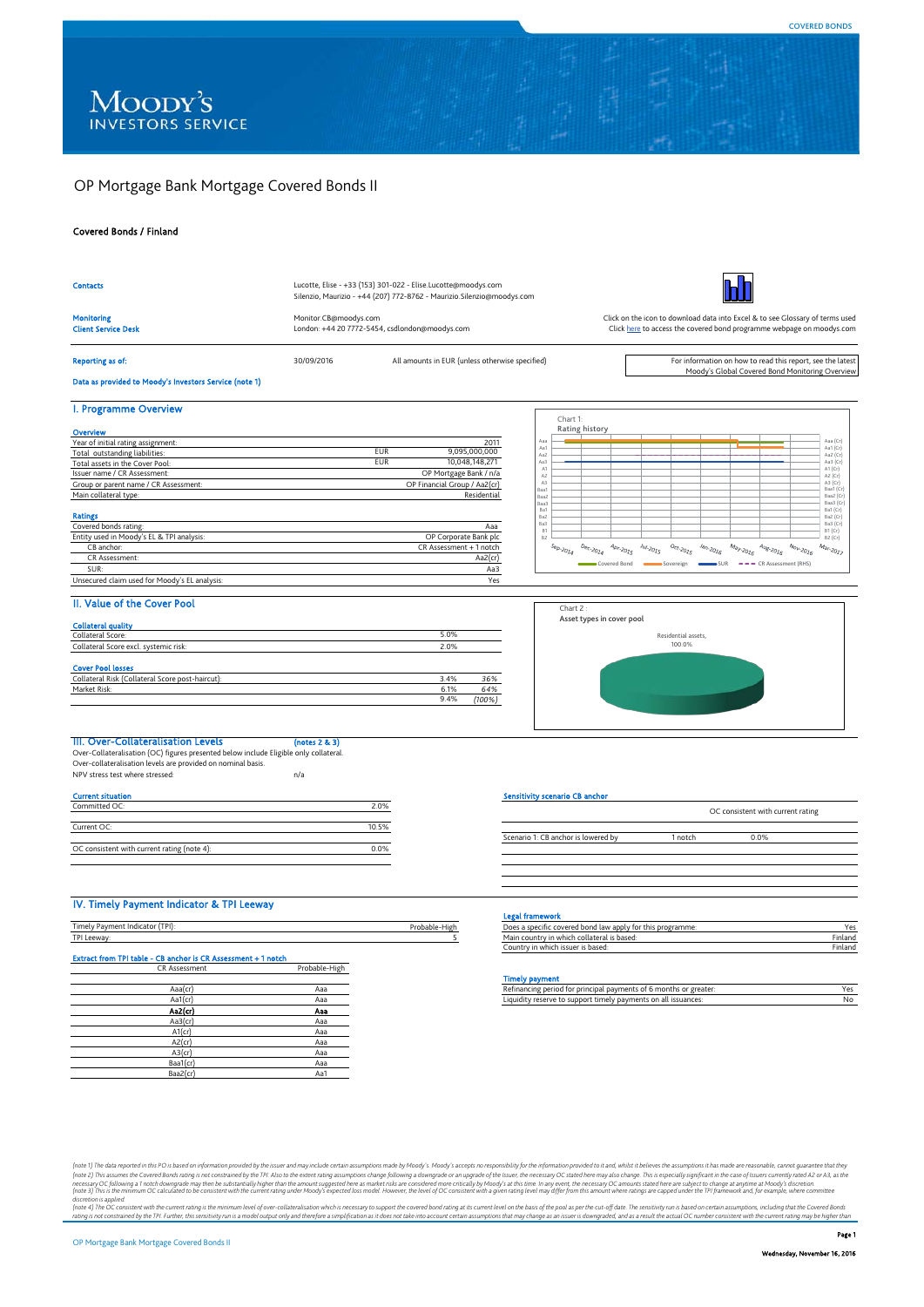Moody's Investors Service

# OP Mortgage Bank Mortgage Covered Bonds II

**Covered Bonds / Finland**

| | |
|---|---|
| **Contacts** | Lucotte, Elise - +33 (153) 301-022 - Elise.Lucotte@moodys.com<br>Silenzio, Maurizio - +44 (207) 772-8762 - Maurizio.Silenzio@moodys.com |
| **Monitoring**<br>**Client Service Desk** | Monitor.CB@moodys.com<br>London: +44 20 7772-5454, csdlondon@moodys.com |

Click on the icon to download data into Excel & to see Glossary of terms used
Click here to access the covered bond programme webpage on moodys.com

**Reporting as of:** 30/09/2016 — All amounts in EUR (unless otherwise specified)

For information on how to read this report, see the latest Moody's Global Covered Bond Monitoring Overview

**Data as provided to Moody's Investors Service (note 1)**

## I. Programme Overview

**Overview**

| | | |
|---|---|---|
| Year of initial rating assignment: | | 2011 |
| Total outstanding liabilities: | EUR | 9,095,000,000 |
| Total assets in the Cover Pool: | EUR | 10,048,148,271 |
| Issuer name / CR Assessment: | | OP Mortgage Bank / n/a |
| Group or parent name / CR Assessment: | | OP Financial Group / Aa2(cr) |
| Main collateral type: | | Residential |

**Ratings**

| | |
|---|---|
| Covered bonds rating: | Aaa |
| Entity used in Moody's EL & TPI analysis: | OP Corporate Bank plc |
| CB anchor: | CR Assessment + 1 notch |
| CR Assessment: | Aa2(cr) |
| SUR: | Aa3 |
| Unsecured claim used for Moody's EL analysis: | Yes |

Chart 1: Rating history

## II. Value of the Cover Pool

**Collateral quality**

| | |
|---|---|
| Collateral Score: | 5.0% |
| Collateral Score excl. systemic risk: | 2.0% |

**Cover Pool losses**

| | | |
|---|---|---|
| Collateral Risk (Collateral Score post-haircut): | 3.4% | 36% |
| Market Risk: | 6.1% | 64% |
| | 9.4% | (100%) |

Chart 2 : Asset types in cover pool

Residential assets, 100.0%

## III. Over-Collateralisation Levels (notes 2 & 3)

Over-Collateralisation (OC) figures presented below include Eligible only collateral.
Over-collateralisation levels are provided on nominal basis.
NPV stress test where stressed: n/a

**Current situation**

| | |
|---|---|
| Committed OC: | 2.0% |
| Current OC: | 10.5% |
| OC consistent with current rating (note 4): | 0.0% |

**Sensitivity scenario CB anchor**

| | | OC consistent with current rating |
|---|---|---|
| Scenario 1: CB anchor is lowered by | 1 notch | 0.0% |

## IV. Timely Payment Indicator & TPI Leeway

| | |
|---|---|
| Timely Payment Indicator (TPI): | Probable-High |
| TPI Leeway: | 5 |

**Extract from TPI table - CB anchor is CR Assessment + 1 notch**

| CR Assessment | Probable-High |
|---|---|
| Aaa(cr) | Aaa |
| Aa1(cr) | Aaa |
| **Aa2(cr)** | **Aaa** |
| Aa3(cr) | Aaa |
| A1(cr) | Aaa |
| A2(cr) | Aaa |
| A3(cr) | Aaa |
| Baa1(cr) | Aaa |
| Baa2(cr) | Aa1 |

**Legal framework**

| | |
|---|---|
| Does a specific covered bond law apply for this programme: | Yes |
| Main country in which collateral is based: | Finland |
| Country in which issuer is based: | Finland |

**Timely payment**

| | |
|---|---|
| Refinancing period for principal payments of 6 months or greater: | Yes |
| Liquidity reserve to support timely payments on all issuances: | No |

*(note 1) The data reported in this PO is based on information provided by the issuer and may include certain assumptions made by Moody's. Moody's accepts no responsibility for the information provided to it and, whilst it believes the assumptions it has made are reasonable, cannot guarantee that they*
*(note 2) This assumes the Covered Bonds rating is not constrained by the TPI. Also to the extent rating assumptions change following a downgrade or an upgrade of the Issuer, the necessary OC stated here may also change. This is especially significant in the case of Issuers currently rated A2 or A3, as the necessary OC following a 1 notch downgrade may then be substantially higher than the amount suggested here as market risks are considered more critically by Moody's at this time. In any event, the necessary OC amounts stated here are subject to change at anytime at Moody's discretion.*
*(note 3) This is the minimum OC calculated to be consistent with the current rating under Moody's expected loss model. However, the level of OC consistent with a given rating level may differ from this amount where ratings are capped under the TPI framework and, for example, where committee discretion is applied.*
*(note 4) The OC consistent with the current rating is the minimum level of over-collateralisation which is necessary to support the covered bond rating at its current level on the basis of the pool as per the cut-off date. The sensitivity run is based on certain assumptions, including that the Covered Bonds rating is not constrained by the TPI. Further, this sensitivity run is a model output only and therefore a simplification as it does not take into account certain assumptions that may change as an issuer is downgraded, and as a result the actual OC number consistent with the current rating may be higher than*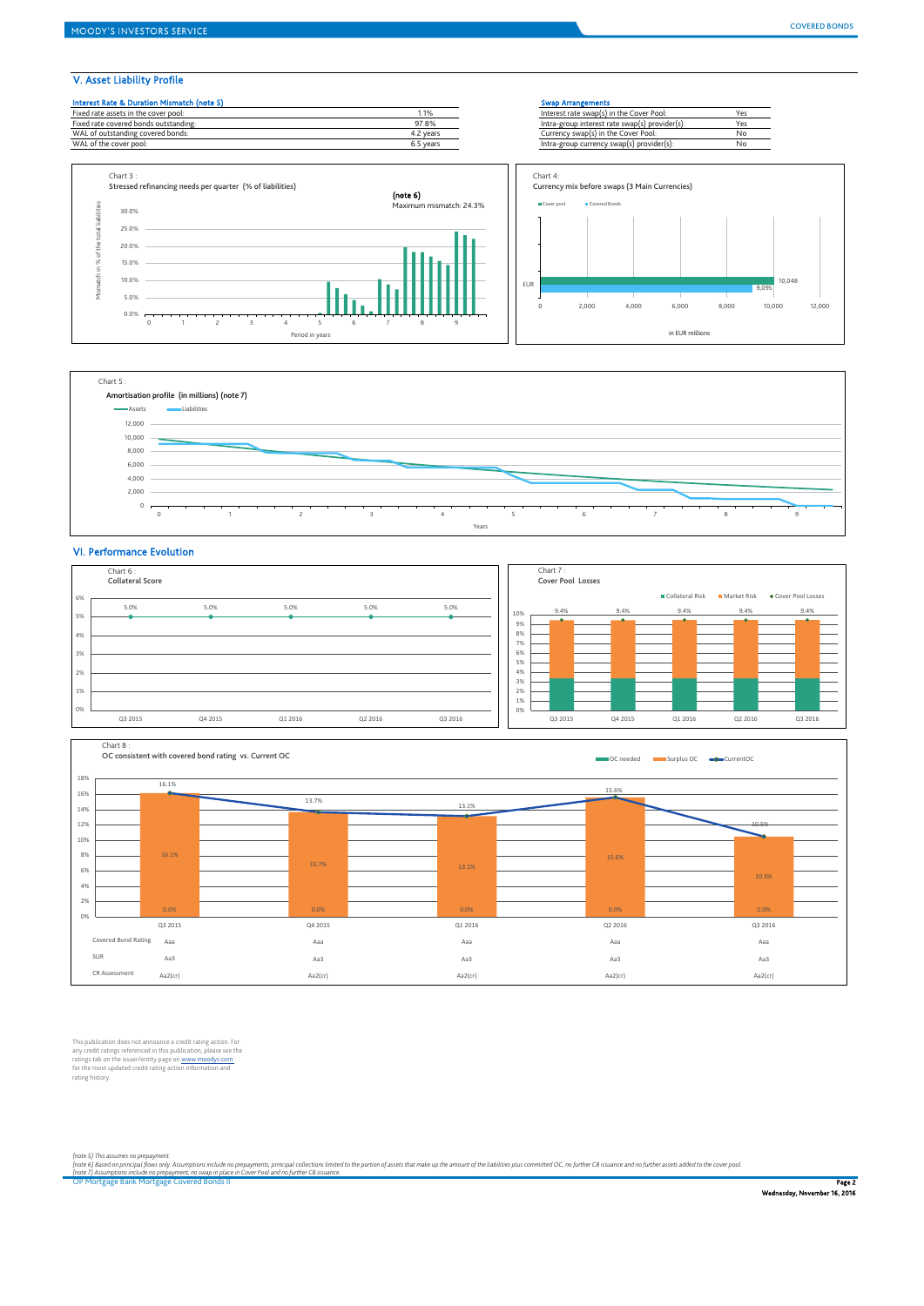## V. Asset Liability Profile

| Interest Rate & Duration Mismatch (note 5) | |
|---|---|
| Fixed rate assets in the cover pool: | 1.1% |
| Fixed rate covered bonds outstanding: | 97.8% |
| WAL of outstanding covered bonds: | 4.2 years |
| WAL of the cover pool: | 6.5 years |

| Swap Arrangements | |
|---|---|
| Interest rate swap(s) in the Cover Pool: | Yes |
| Intra-group interest rate swap(s) provider(s): | Yes |
| Currency swap(s) in the Cover Pool: | No |
| Intra-group currency swap(s) provider(s): | No |

Chart 3 :
Stressed refinancing needs per quarter (% of liabilities)

(note 6)
Maximum mismatch: 24.3%

Chart 4:
Currency mix before swaps (3 Main Currencies)

| Currency | Cover pool | Covered Bonds |
|---|---|---|
| EUR | 10,048 | 9,095 |

in EUR millions

Chart 5 :
Amortisation profile (in millions) (note 7)

## VI. Performance Evolution

Chart 6 :
Collateral Score

| | Q3 2015 | Q4 2015 | Q1 2016 | Q2 2016 | Q3 2016 |
|---|---|---|---|---|---|
| Collateral Score | 5.0% | 5.0% | 5.0% | 5.0% | 5.0% |

Chart 7 :
Cover Pool Losses

| | Q3 2015 | Q4 2015 | Q1 2016 | Q2 2016 | Q3 2016 |
|---|---|---|---|---|---|
| Cover Pool Losses | 9.4% | 9.4% | 9.4% | 9.4% | 9.4% |

Chart 8 :
OC consistent with covered bond rating vs. Current OC

| | Q3 2015 | Q4 2015 | Q1 2016 | Q2 2016 | Q3 2016 |
|---|---|---|---|---|---|
| Current OC | 16.1% | 13.7% | 13.1% | 15.6% | 10.5% |
| Surplus OC | 16.1% | 13.7% | 13.1% | 15.6% | 10.5% |
| OC needed | 0.0% | 0.0% | 0.0% | 0.0% | 0.0% |
| Covered Bond Rating | Aaa | Aaa | Aaa | Aaa | Aaa |
| SUR | Aa3 | Aa3 | Aa3 | Aa3 | Aa3 |
| CR Assessment | Aa2(cr) | Aa2(cr) | Aa2(cr) | Aa2(cr) | Aa2(cr) |

This publication does not announce a credit rating action. For any credit ratings referenced in this publication, please see the ratings tab on the issuer/entity page on www.moodys.com for the most updated credit rating action information and rating history.

*(note 5) This assumes no prepayment.*
*(note 6) Based on principal flows only. Assumptions include no prepayments, principal collections limited to the portion of assets that make up the amount of the liabilities plus committed OC, no further CB issuance and no further assets added to the cover pool.*
*(note 7) Assumptions include no prepayment, no swap in place in Cover Pool and no further CB issuance.*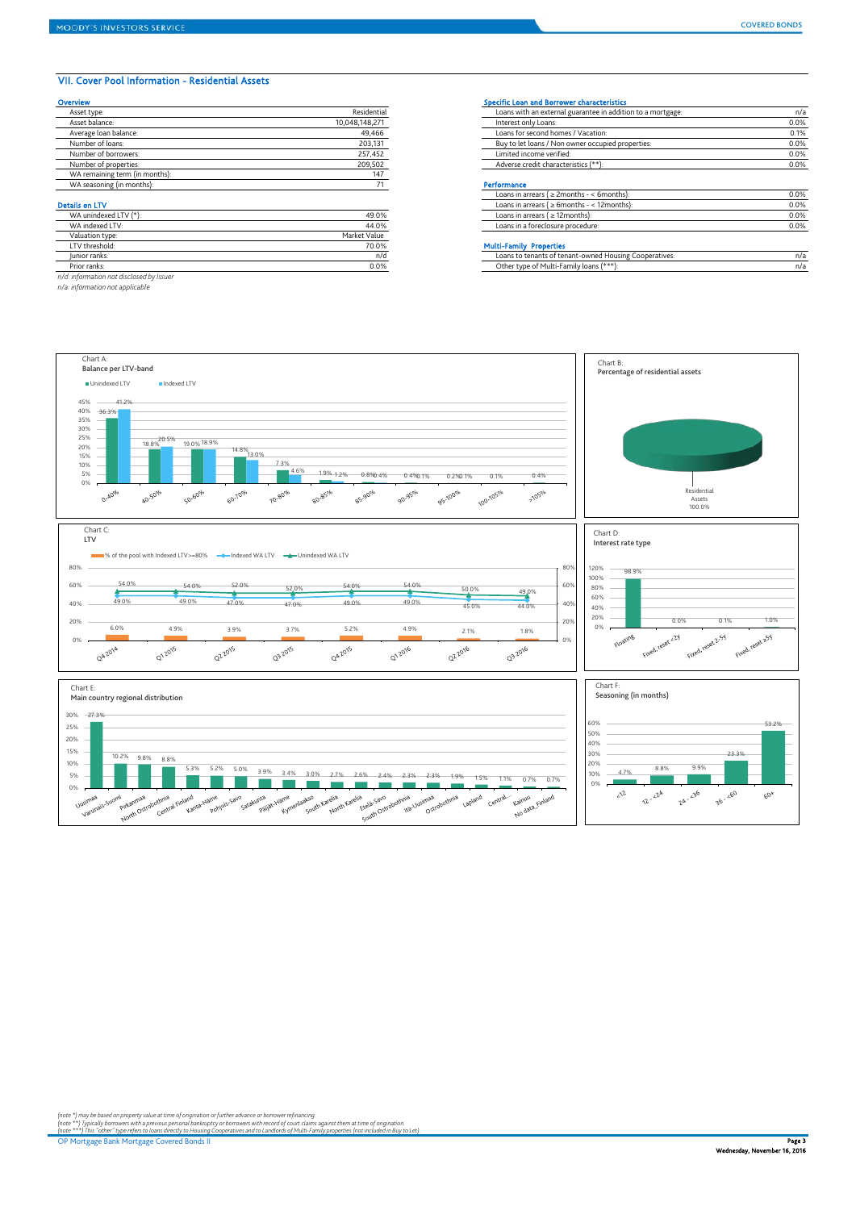## VII. Cover Pool Information - Residential Assets

### Overview

| | |
|---|---|
| Asset type: | Residential |
| Asset balance: | 10,048,148,271 |
| Average loan balance: | 49,466 |
| Number of loans: | 203,131 |
| Number of borrowers: | 257,452 |
| Number of properties: | 209,502 |
| WA remaining term (in months): | 147 |
| WA seasoning (in months): | 71 |

### Details on LTV

| | |
|---|---|
| WA unindexed LTV (*): | 49.0% |
| WA indexed LTV: | 44.0% |
| Valuation type: | Market Value |
| LTV threshold: | 70.0% |
| Junior ranks: | n/d |
| Prior ranks: | 0.0% |

*n/d: information not disclosed by Issuer*
*n/a: information not applicable*

### Specific Loan and Borrower characteristics

| | |
|---|---|
| Loans with an external guarantee in addition to a mortgage: | n/a |
| Interest only Loans: | 0.0% |
| Loans for second homes / Vacation: | 0.1% |
| Buy to let loans / Non owner occupied properties: | 0.0% |
| Limited income verified: | 0.0% |
| Adverse credit characteristics (**): | 0.0% |

### Performance

| | |
|---|---|
| Loans in arrears ( ≥ 2months - < 6months): | 0.0% |
| Loans in arrears ( ≥ 6months - < 12months): | 0.0% |
| Loans in arrears ( ≥ 12months): | 0.0% |
| Loans in a foreclosure procedure: | 0.0% |

### Multi-Family Properties

| | |
|---|---|
| Loans to tenants of tenant-owned Housing Cooperatives: | n/a |
| Other type of Multi-Family loans (***): | n/a |

**Chart A: Balance per LTV-band**

| LTV band | Unindexed LTV | Indexed LTV |
|---|---|---|
| 0-40% | 36.3% | 41.2% |
| 40-50% | 18.8% | 20.5% |
| 50-60% | 19.0% | 18.9% |
| 60-70% | 14.8% | 13.0% |
| 70-80% | 7.3% | 4.6% |
| 80-85% | 1.9% | 1.2% |
| 85-90% | 0.8% | 0.4% |
| 90-95% | 0.4% | 0.1% |
| 95-100% | 0.2% | 0.1% |
| 100-105% | | 0.1% |
| >105% | | 0.4% |

**Chart B: Percentage of residential assets**

Residential Assets 100.0%

**Chart C: LTV**

| | Q4 2014 | Q1 2015 | Q2 2015 | Q3 2015 | Q4 2015 | Q1 2016 | Q2 2016 | Q3 2016 |
|---|---|---|---|---|---|---|---|---|
| % of the pool with Indexed LTV>=80% | 6.0% | 4.9% | 3.9% | 3.7% | 5.2% | 4.9% | 2.1% | 1.8% |
| Indexed WA LTV | 49.0% | 49.0% | 47.0% | 47.0% | 49.0% | 49.0% | 45.0% | 44.0% |
| Unindexed WA LTV | 54.0% | 54.0% | 52.0% | 52.0% | 54.0% | 54.0% | 50.0% | 49.0% |

**Chart D: Interest rate type**

| Floating | Fixed, reset <2y | Fixed, reset 2-5y | Fixed, reset ≥5y |
|---|---|---|---|
| 98.9% | 0.0% | 0.1% | 1.0% |

**Chart E: Main country regional distribution**

| Region | % |
|---|---|
| Uusimaa | 27.3% |
| Varsinais-Suomi | 10.2% |
| Pirkanmaa | 9.8% |
| North Ostrobothnia | 8.8% |
| Central Finland | 5.3% |
| Kanta-Häme | 5.2% |
| Pohjois-Savo | 5.0% |
| Satakunta | 3.9% |
| Päijät-Häme | 3.4% |
| Kymenlaakso | 3.0% |
| South Karelia | 2.7% |
| North Karelia | 2.6% |
| Etelä-Savo | 2.4% |
| South Ostrobothnia | 2.3% |
| Itä-Uusimaa | 2.3% |
| Ostrobothnia | 1.9% |
| Lapland | 1.5% |
| Central... | 1.1% |
| Kainuu | 0.7% |
| No data_Finland | 0.7% |

**Chart F: Seasoning (in months)**

| <12 | 12 - <24 | 24 - <36 | 36 - <60 | 60+ |
|---|---|---|---|---|
| 4.7% | 8.8% | 9.9% | 23.3% | 53.2% |

*(note *) may be based on property value at time of origination or further advance or borrower refinancing.*
*(note **) Typically borrowers with a previous personal bankruptcy or borrowers with record of court claims against them at time of origination.*
*(note ***) This "other" type refers to loans directly to Housing Cooperatives and to Landlords of Multi-Family properties (not included in Buy to Let).*